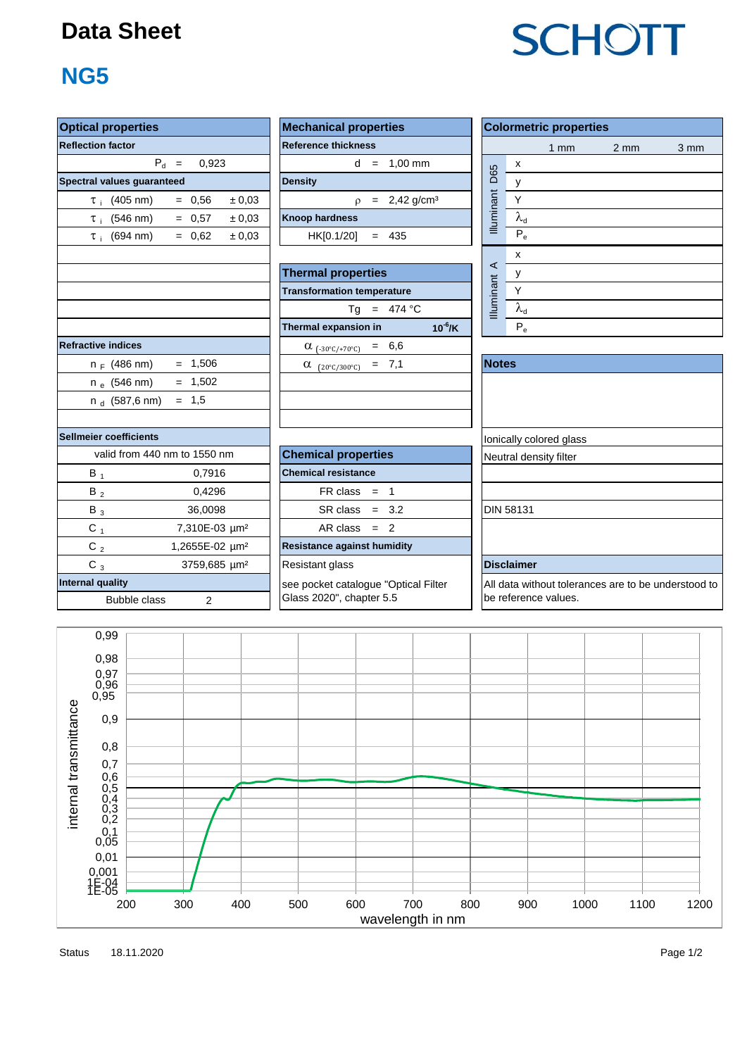# Data Sheet

SCHOTT

## NG5

### Optical properties

| Reflection factor | | |
|---|---|---|
| $P_d$ = 0,923 | | |
| **Spectral values guaranteed** | | |
| $\tau_i$ (405 nm) | = 0,56 | ± 0,03 |
| $\tau_i$ (546 nm) | = 0,57 | ± 0,03 |
| $\tau_i$ (694 nm) | = 0,62 | ± 0,03 |

| Refractive indices | |
|---|---|
| $n_F$ (486 nm) | = 1,506 |
| $n_e$ (546 nm) | = 1,502 |
| $n_d$ (587,6 nm) | = 1,5 |

| Sellmeier coefficients | |
|---|---|
| valid from 440 nm to 1550 nm | |
| $B_1$ | 0,7916 |
| $B_2$ | 0,4296 |
| $B_3$ | 36,0098 |
| $C_1$ | 7,310E-03 µm² |
| $C_2$ | 1,2655E-02 µm² |
| $C_3$ | 3759,685 µm² |

| Internal quality | |
|---|---|
| Bubble class | 2 |

### Mechanical properties

| Reference thickness | |
|---|---|
| d | = 1,00 mm |
| **Density** | |
| ρ | = 2,42 g/cm³ |
| **Knoop hardness** | |
| HK[0.1/20] | = 435 |

### Thermal properties

| Transformation temperature | |
|---|---|
| Tg | = 474 °C |
| **Thermal expansion in** | $10^{-6}$/K |
| $\alpha_{(-30°C/+70°C)}$ | = 6,6 |
| $\alpha_{(20°C/300°C)}$ | = 7,1 |

### Chemical properties

| Chemical resistance | |
|---|---|
| FR class | = 1 |
| SR class | = 3.2 |
| AR class | = 2 |
| **Resistance against humidity** | |
| Resistant glass | |

see pocket catalogue "Optical Filter Glass 2020", chapter 5.5

### Colormetric properties

| | | 1 mm | 2 mm | 3 mm |
|---|---|---|---|---|
| Illuminant D65 | x | | | |
| | y | | | |
| | Y | | | |
| | $\lambda_d$ | | | |
| | $P_e$ | | | |
| Illuminant A | x | | | |
| | y | | | |
| | Y | | | |
| | $\lambda_d$ | | | |
| | $P_e$ | | | |

### Notes

Ionically colored glass

Neutral density filter

DIN 58131

### Disclaimer

All data without tolerances are to be understood to be reference values.

Status 18.11.2020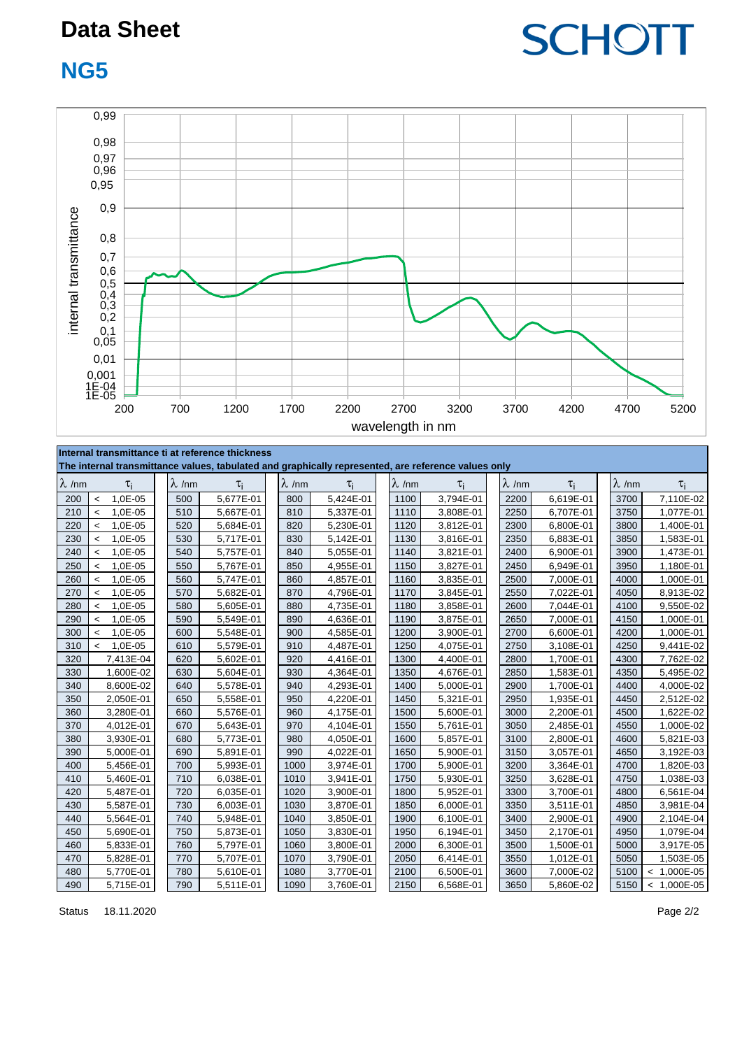# Data Sheet

SCHOTT

## NG5

0,99
0,98
0,97
0,96
0,95
0,9
0,8
0,7
0,6
0,5
0,4
0,3
0,2
0,1
0,05
0,01
0,001
1E-04
1E-05

internal transmittance

200 700 1200 1700 2200 2700 3200 3700 4200 4700 5200

wavelength in nm

**Internal transmittance ti at reference thickness**

**The internal transmittance values, tabulated and graphically represented, are reference values only**

| λ /nm | $\tau_i$ | λ /nm | $\tau_i$ | λ /nm | $\tau_i$ | λ /nm | $\tau_i$ | λ /nm | $\tau_i$ | λ /nm | $\tau_i$ |
|---|---|---|---|---|---|---|---|---|---|---|---|
| 200 | < 1,0E-05 | 500 | 5,677E-01 | 800 | 5,424E-01 | 1100 | 3,794E-01 | 2200 | 6,619E-01 | 3700 | 7,110E-02 |
| 210 | < 1,0E-05 | 510 | 5,667E-01 | 810 | 5,337E-01 | 1110 | 3,808E-01 | 2250 | 6,707E-01 | 3750 | 1,077E-01 |
| 220 | < 1,0E-05 | 520 | 5,684E-01 | 820 | 5,230E-01 | 1120 | 3,812E-01 | 2300 | 6,800E-01 | 3800 | 1,400E-01 |
| 230 | < 1,0E-05 | 530 | 5,717E-01 | 830 | 5,142E-01 | 1130 | 3,816E-01 | 2350 | 6,883E-01 | 3850 | 1,583E-01 |
| 240 | < 1,0E-05 | 540 | 5,757E-01 | 840 | 5,055E-01 | 1140 | 3,821E-01 | 2400 | 6,900E-01 | 3900 | 1,473E-01 |
| 250 | < 1,0E-05 | 550 | 5,767E-01 | 850 | 4,955E-01 | 1150 | 3,827E-01 | 2450 | 6,949E-01 | 3950 | 1,180E-01 |
| 260 | < 1,0E-05 | 560 | 5,747E-01 | 860 | 4,857E-01 | 1160 | 3,835E-01 | 2500 | 7,000E-01 | 4000 | 1,000E-01 |
| 270 | < 1,0E-05 | 570 | 5,682E-01 | 870 | 4,796E-01 | 1170 | 3,845E-01 | 2550 | 7,022E-01 | 4050 | 8,913E-02 |
| 280 | < 1,0E-05 | 580 | 5,605E-01 | 880 | 4,735E-01 | 1180 | 3,858E-01 | 2600 | 7,044E-01 | 4100 | 9,550E-02 |
| 290 | < 1,0E-05 | 590 | 5,549E-01 | 890 | 4,636E-01 | 1190 | 3,875E-01 | 2650 | 7,000E-01 | 4150 | 1,000E-01 |
| 300 | < 1,0E-05 | 600 | 5,548E-01 | 900 | 4,585E-01 | 1200 | 3,900E-01 | 2700 | 6,600E-01 | 4200 | 1,000E-01 |
| 310 | < 1,0E-05 | 610 | 5,579E-01 | 910 | 4,487E-01 | 1250 | 4,075E-01 | 2750 | 3,108E-01 | 4250 | 9,441E-02 |
| 320 | 7,413E-04 | 620 | 5,602E-01 | 920 | 4,416E-01 | 1300 | 4,400E-01 | 2800 | 1,700E-01 | 4300 | 7,762E-02 |
| 330 | 1,600E-02 | 630 | 5,604E-01 | 930 | 4,364E-01 | 1350 | 4,676E-01 | 2850 | 1,583E-01 | 4350 | 5,495E-02 |
| 340 | 8,600E-02 | 640 | 5,578E-01 | 940 | 4,293E-01 | 1400 | 5,000E-01 | 2900 | 1,700E-01 | 4400 | 4,000E-02 |
| 350 | 2,050E-01 | 650 | 5,558E-01 | 950 | 4,220E-01 | 1450 | 5,321E-01 | 2950 | 1,935E-01 | 4450 | 2,512E-02 |
| 360 | 3,280E-01 | 660 | 5,576E-01 | 960 | 4,175E-01 | 1500 | 5,600E-01 | 3000 | 2,200E-01 | 4500 | 1,622E-02 |
| 370 | 4,012E-01 | 670 | 5,643E-01 | 970 | 4,104E-01 | 1550 | 5,761E-01 | 3050 | 2,485E-01 | 4550 | 1,000E-02 |
| 380 | 3,930E-01 | 680 | 5,773E-01 | 980 | 4,050E-01 | 1600 | 5,857E-01 | 3100 | 2,800E-01 | 4600 | 5,821E-03 |
| 390 | 5,000E-01 | 690 | 5,891E-01 | 990 | 4,022E-01 | 1650 | 5,900E-01 | 3150 | 3,057E-01 | 4650 | 3,192E-03 |
| 400 | 5,456E-01 | 700 | 5,993E-01 | 1000 | 3,974E-01 | 1700 | 5,900E-01 | 3200 | 3,364E-01 | 4700 | 1,820E-03 |
| 410 | 5,460E-01 | 710 | 6,038E-01 | 1010 | 3,941E-01 | 1750 | 5,930E-01 | 3250 | 3,628E-01 | 4750 | 1,038E-03 |
| 420 | 5,487E-01 | 720 | 6,035E-01 | 1020 | 3,900E-01 | 1800 | 5,952E-01 | 3300 | 3,700E-01 | 4800 | 6,561E-04 |
| 430 | 5,587E-01 | 730 | 6,003E-01 | 1030 | 3,870E-01 | 1850 | 6,000E-01 | 3350 | 3,511E-01 | 4850 | 3,981E-04 |
| 440 | 5,564E-01 | 740 | 5,948E-01 | 1040 | 3,850E-01 | 1900 | 6,100E-01 | 3400 | 2,900E-01 | 4900 | 2,104E-04 |
| 450 | 5,690E-01 | 750 | 5,873E-01 | 1050 | 3,830E-01 | 1950 | 6,194E-01 | 3450 | 2,170E-01 | 4950 | 1,079E-04 |
| 460 | 5,833E-01 | 760 | 5,797E-01 | 1060 | 3,800E-01 | 2000 | 6,300E-01 | 3500 | 1,500E-01 | 5000 | 3,917E-05 |
| 470 | 5,828E-01 | 770 | 5,707E-01 | 1070 | 3,790E-01 | 2050 | 6,414E-01 | 3550 | 1,012E-01 | 5050 | 1,503E-05 |
| 480 | 5,770E-01 | 780 | 5,610E-01 | 1080 | 3,770E-01 | 2100 | 6,500E-01 | 3600 | 7,000E-02 | 5100 | < 1,000E-05 |
| 490 | 5,715E-01 | 790 | 5,511E-01 | 1090 | 3,760E-01 | 2150 | 6,568E-01 | 3650 | 5,860E-02 | 5150 | < 1,000E-05 |

Status 18.11.2020